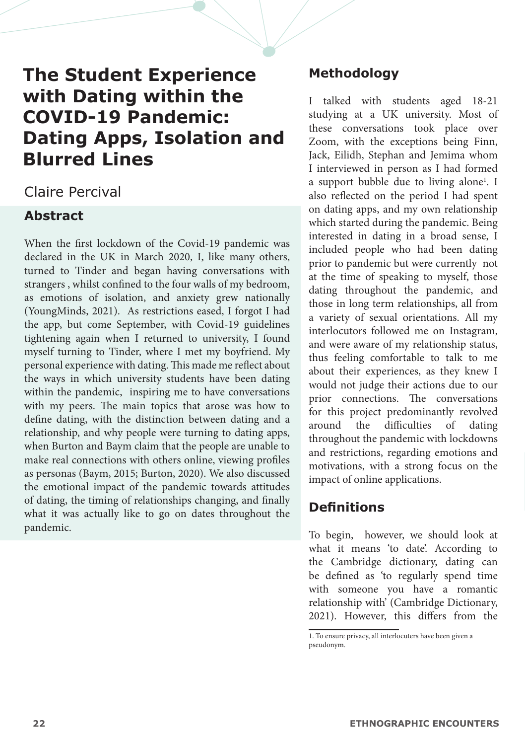# The Student Experience with Dating within the COVID-19 Pandemic: Dating Apps, Isolation and Blurred Lines

Claire Percival

## Abstract

When the first lockdown of the Covid-19 pandemic was declared in the UK in March 2020, I, like many others, turned to Tinder and began having conversations with strangers , whilst confined to the four walls of my bedroom, as emotions of isolation, and anxiety grew nationally (YoungMinds, 2021). As restrictions eased, I forgot I had the app, but come September, with Covid-19 guidelines tightening again when I returned to university, I found myself turning to Tinder, where I met my boyfriend. My personal experience with dating. This made me reflect about the ways in which university students have been dating within the pandemic, inspiring me to have conversations with my peers. The main topics that arose was how to define dating, with the distinction between dating and a relationship, and why people were turning to dating apps, when Burton and Baym claim that the people are unable to make real connections with others online, viewing profiles as personas (Baym, 2015; Burton, 2020). We also discussed the emotional impact of the pandemic towards attitudes of dating, the timing of relationships changing, and finally what it was actually like to go on dates throughout the pandemic.

## Methodology

I talked with students aged 18-21 studying at a UK university. Most of these conversations took place over Zoom, with the exceptions being Finn, Jack, Eilidh, Stephan and Jemima whom I interviewed in person as I had formed a support bubble due to living alone[1]. I also reflected on the period I had spent on dating apps, and my own relationship which started during the pandemic. Being interested in dating in a broad sense, I included people who had been dating prior to pandemic but were currently not at the time of speaking to myself, those dating throughout the pandemic, and those in long term relationships, all from a variety of sexual orientations. All my interlocutors followed me on Instagram, and were aware of my relationship status, thus feeling comfortable to talk to me about their experiences, as they knew I would not judge their actions due to our prior connections. The conversations for this project predominantly revolved around the difficulties of dating throughout the pandemic with lockdowns and restrictions, regarding emotions and motivations, with a strong focus on the impact of online applications.

## Definitions

To begin, however, we should look at what it means 'to date'. According to the Cambridge dictionary, dating can be defined as 'to regularly spend time with someone you have a romantic relationship with' (Cambridge Dictionary, 2021). However, this differs from the

1. To ensure privacy, all interlocuters have been given a pseudonym.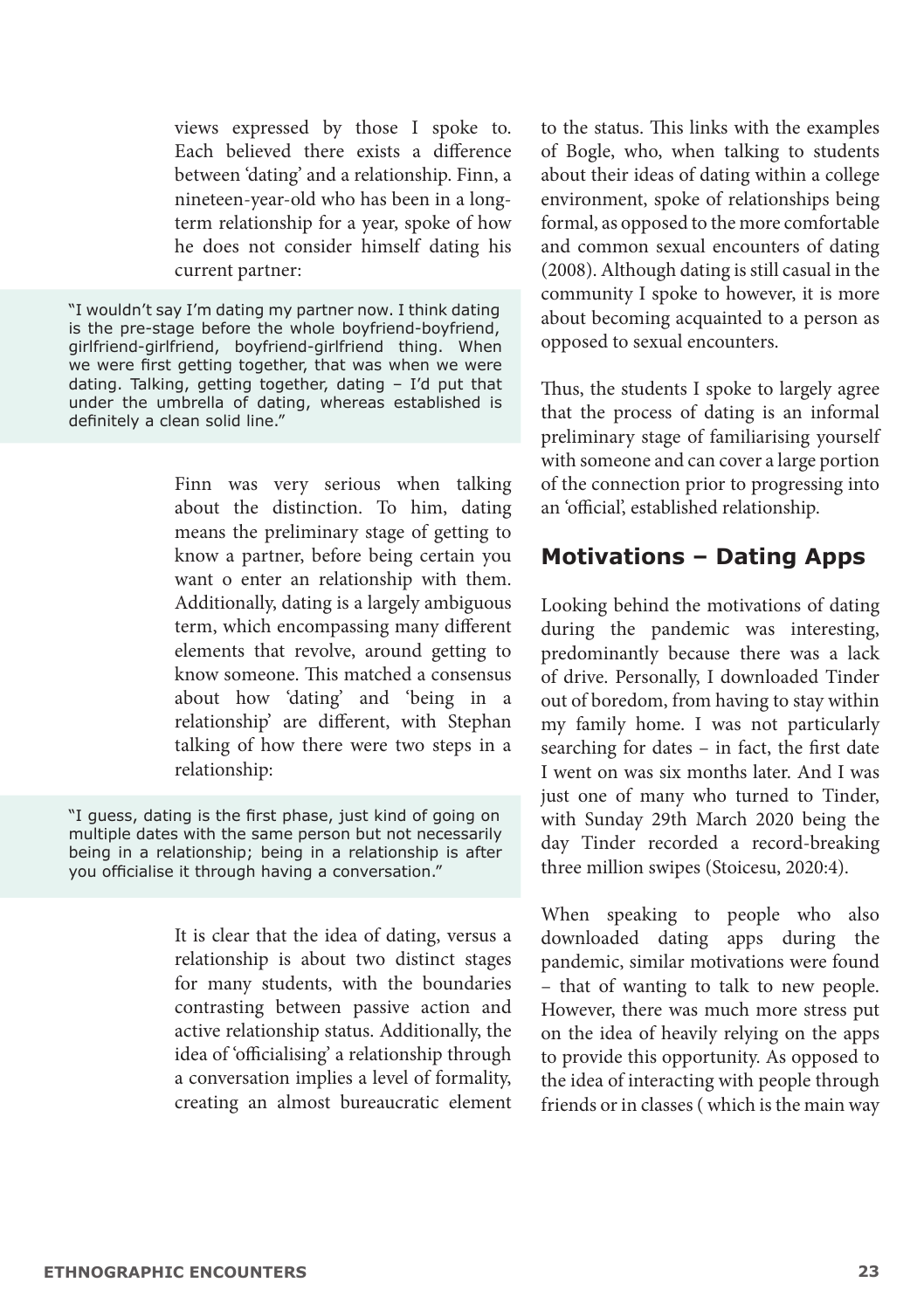views expressed by those I spoke to. Each believed there exists a difference between 'dating' and a relationship. Finn, a nineteen-year-old who has been in a long-term relationship for a year, spoke of how he does not consider himself dating his current partner:

> "I wouldn't say I'm dating my partner now. I think dating is the pre-stage before the whole boyfriend-boyfriend, girlfriend-girlfriend, boyfriend-girlfriend thing. When we were first getting together, that was when we were dating. Talking, getting together, dating – I'd put that under the umbrella of dating, whereas established is definitely a clean solid line."

Finn was very serious when talking about the distinction. To him, dating means the preliminary stage of getting to know a partner, before being certain you want o enter an relationship with them. Additionally, dating is a largely ambiguous term, which encompassing many different elements that revolve, around getting to know someone. This matched a consensus about how 'dating' and 'being in a relationship' are different, with Stephan talking of how there were two steps in a relationship:

> "I guess, dating is the first phase, just kind of going on multiple dates with the same person but not necessarily being in a relationship; being in a relationship is after you officialise it through having a conversation."

It is clear that the idea of dating, versus a relationship is about two distinct stages for many students, with the boundaries contrasting between passive action and active relationship status. Additionally, the idea of 'officialising' a relationship through a conversation implies a level of formality, creating an almost bureaucratic element to the status. This links with the examples of Bogle, who, when talking to students about their ideas of dating within a college environment, spoke of relationships being formal, as opposed to the more comfortable and common sexual encounters of dating (2008). Although dating is still casual in the community I spoke to however, it is more about becoming acquainted to a person as opposed to sexual encounters.

Thus, the students I spoke to largely agree that the process of dating is an informal preliminary stage of familiarising yourself with someone and can cover a large portion of the connection prior to progressing into an 'official', established relationship.

## Motivations – Dating Apps

Looking behind the motivations of dating during the pandemic was interesting, predominantly because there was a lack of drive. Personally, I downloaded Tinder out of boredom, from having to stay within my family home. I was not particularly searching for dates – in fact, the first date I went on was six months later. And I was just one of many who turned to Tinder, with Sunday 29th March 2020 being the day Tinder recorded a record-breaking three million swipes (Stoicesu, 2020:4).

When speaking to people who also downloaded dating apps during the pandemic, similar motivations were found – that of wanting to talk to new people. However, there was much more stress put on the idea of heavily relying on the apps to provide this opportunity. As opposed to the idea of interacting with people through friends or in classes ( which is the main way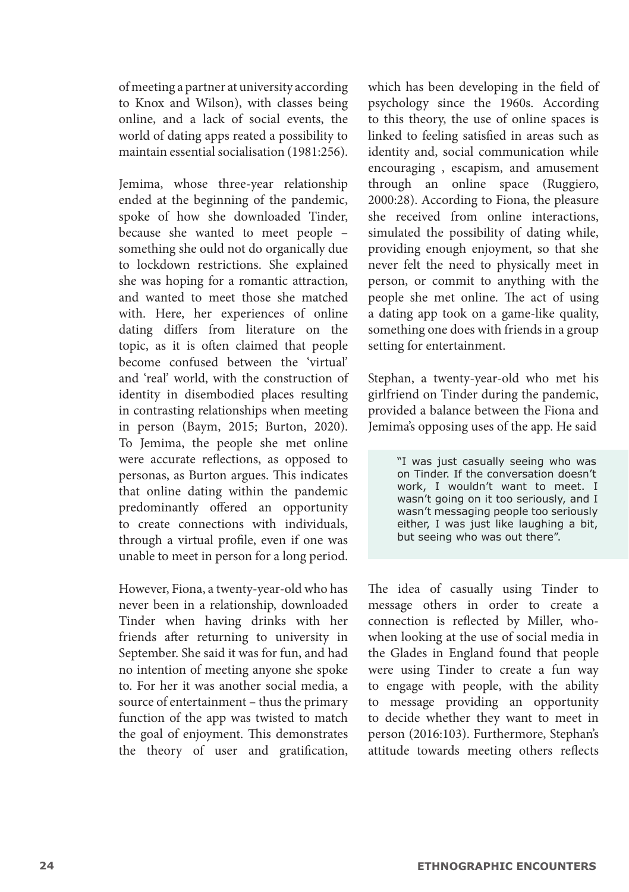of meeting a partner at university according to Knox and Wilson), with classes being online, and a lack of social events, the world of dating apps reated a possibility to maintain essential socialisation (1981:256).

Jemima, whose three-year relationship ended at the beginning of the pandemic, spoke of how she downloaded Tinder, because she wanted to meet people – something she ould not do organically due to lockdown restrictions. She explained she was hoping for a romantic attraction, and wanted to meet those she matched with. Here, her experiences of online dating differs from literature on the topic, as it is often claimed that people become confused between the 'virtual' and 'real' world, with the construction of identity in disembodied places resulting in contrasting relationships when meeting in person (Baym, 2015; Burton, 2020). To Jemima, the people she met online were accurate reflections, as opposed to personas, as Burton argues. This indicates that online dating within the pandemic predominantly offered an opportunity to create connections with individuals, through a virtual profile, even if one was unable to meet in person for a long period.

However, Fiona, a twenty-year-old who has never been in a relationship, downloaded Tinder when having drinks with her friends after returning to university in September. She said it was for fun, and had no intention of meeting anyone she spoke to. For her it was another social media, a source of entertainment – thus the primary function of the app was twisted to match the goal of enjoyment. This demonstrates the theory of user and gratification, which has been developing in the field of psychology since the 1960s. According to this theory, the use of online spaces is linked to feeling satisfied in areas such as identity and, social communication while encouraging , escapism, and amusement through an online space (Ruggiero, 2000:28). According to Fiona, the pleasure she received from online interactions, simulated the possibility of dating while, providing enough enjoyment, so that she never felt the need to physically meet in person, or commit to anything with the people she met online. The act of using a dating app took on a game-like quality, something one does with friends in a group setting for entertainment.

Stephan, a twenty-year-old who met his girlfriend on Tinder during the pandemic, provided a balance between the Fiona and Jemima's opposing uses of the app. He said

> "I was just casually seeing who was on Tinder. If the conversation doesn't work, I wouldn't want to meet. I wasn't going on it too seriously, and I wasn't messaging people too seriously either, I was just like laughing a bit, but seeing who was out there".

The idea of casually using Tinder to message others in order to create a connection is reflected by Miller, who-when looking at the use of social media in the Glades in England found that people were using Tinder to create a fun way to engage with people, with the ability to message providing an opportunity to decide whether they want to meet in person (2016:103). Furthermore, Stephan's attitude towards meeting others reflects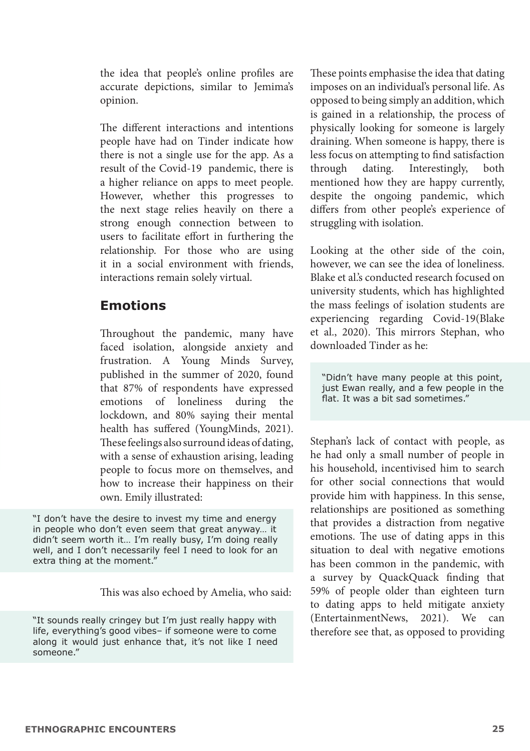the idea that people's online profiles are accurate depictions, similar to Jemima's opinion.

The different interactions and intentions people have had on Tinder indicate how there is not a single use for the app. As a result of the Covid-19 pandemic, there is a higher reliance on apps to meet people. However, whether this progresses to the next stage relies heavily on there a strong enough connection between to users to facilitate effort in furthering the relationship. For those who are using it in a social environment with friends, interactions remain solely virtual.

## Emotions

Throughout the pandemic, many have faced isolation, alongside anxiety and frustration. A Young Minds Survey, published in the summer of 2020, found that 87% of respondents have expressed emotions of loneliness during the lockdown, and 80% saying their mental health has suffered (YoungMinds, 2021). These feelings also surround ideas of dating, with a sense of exhaustion arising, leading people to focus more on themselves, and how to increase their happiness on their own. Emily illustrated:

> "I don't have the desire to invest my time and energy in people who don't even seem that great anyway… it didn't seem worth it… I'm really busy, I'm doing really well, and I don't necessarily feel I need to look for an extra thing at the moment."

This was also echoed by Amelia, who said:

> "It sounds really cringey but I'm just really happy with life, everything's good vibes– if someone were to come along it would just enhance that, it's not like I need someone."

These points emphasise the idea that dating imposes on an individual's personal life. As opposed to being simply an addition, which is gained in a relationship, the process of physically looking for someone is largely draining. When someone is happy, there is less focus on attempting to find satisfaction through dating. Interestingly, both mentioned how they are happy currently, despite the ongoing pandemic, which differs from other people's experience of struggling with isolation.

Looking at the other side of the coin, however, we can see the idea of loneliness. Blake et al.'s conducted research focused on university students, which has highlighted the mass feelings of isolation students are experiencing regarding Covid-19(Blake et al., 2020). This mirrors Stephan, who downloaded Tinder as he:

> "Didn't have many people at this point, just Ewan really, and a few people in the flat. It was a bit sad sometimes."

Stephan's lack of contact with people, as he had only a small number of people in his household, incentivised him to search for other social connections that would provide him with happiness. In this sense, relationships are positioned as something that provides a distraction from negative emotions. The use of dating apps in this situation to deal with negative emotions has been common in the pandemic, with a survey by QuackQuack finding that 59% of people older than eighteen turn to dating apps to held mitigate anxiety (EntertainmentNews, 2021). We can therefore see that, as opposed to providing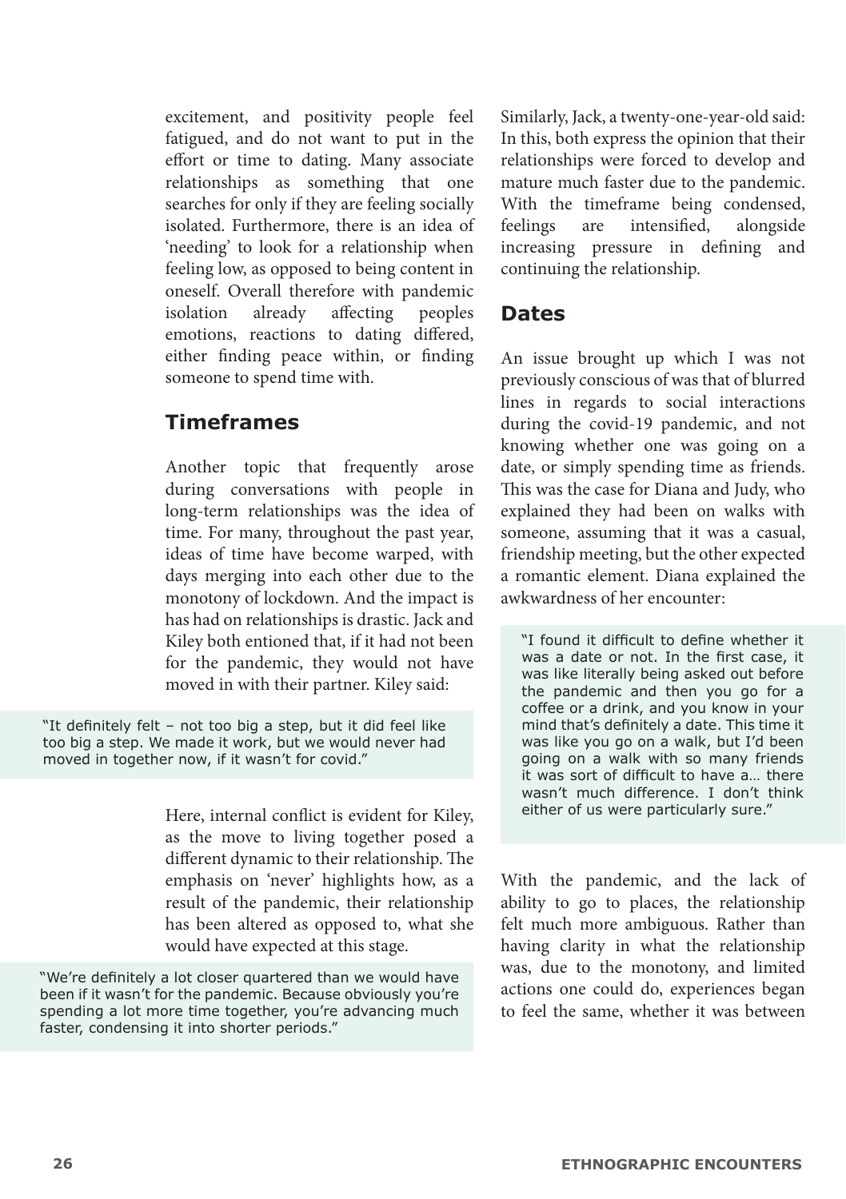excitement, and positivity people feel fatigued, and do not want to put in the effort or time to dating. Many associate relationships as something that one searches for only if they are feeling socially isolated. Furthermore, there is an idea of 'needing' to look for a relationship when feeling low, as opposed to being content in oneself. Overall therefore with pandemic isolation already affecting peoples emotions, reactions to dating differed, either finding peace within, or finding someone to spend time with.

## Timeframes

Another topic that frequently arose during conversations with people in long-term relationships was the idea of time. For many, throughout the past year, ideas of time have become warped, with days merging into each other due to the monotony of lockdown. And the impact is has had on relationships is drastic. Jack and Kiley both entioned that, if it had not been for the pandemic, they would not have moved in with their partner. Kiley said:

> "It definitely felt – not too big a step, but it did feel like too big a step. We made it work, but we would never had moved in together now, if it wasn't for covid."

Here, internal conflict is evident for Kiley, as the move to living together posed a different dynamic to their relationship. The emphasis on 'never' highlights how, as a result of the pandemic, their relationship has been altered as opposed to, what she would have expected at this stage.

> "We're definitely a lot closer quartered than we would have been if it wasn't for the pandemic. Because obviously you're spending a lot more time together, you're advancing much faster, condensing it into shorter periods."

Similarly, Jack, a twenty-one-year-old said: In this, both express the opinion that their relationships were forced to develop and mature much faster due to the pandemic. With the timeframe being condensed, feelings are intensified, alongside increasing pressure in defining and continuing the relationship.

## Dates

An issue brought up which I was not previously conscious of was that of blurred lines in regards to social interactions during the covid-19 pandemic, and not knowing whether one was going on a date, or simply spending time as friends. This was the case for Diana and Judy, who explained they had been on walks with someone, assuming that it was a casual, friendship meeting, but the other expected a romantic element. Diana explained the awkwardness of her encounter:

> "I found it difficult to define whether it was a date or not. In the first case, it was like literally being asked out before the pandemic and then you go for a coffee or a drink, and you know in your mind that's definitely a date. This time it was like you go on a walk, but I'd been going on a walk with so many friends it was sort of difficult to have a… there wasn't much difference. I don't think either of us were particularly sure."

With the pandemic, and the lack of ability to go to places, the relationship felt much more ambiguous. Rather than having clarity in what the relationship was, due to the monotony, and limited actions one could do, experiences began to feel the same, whether it was between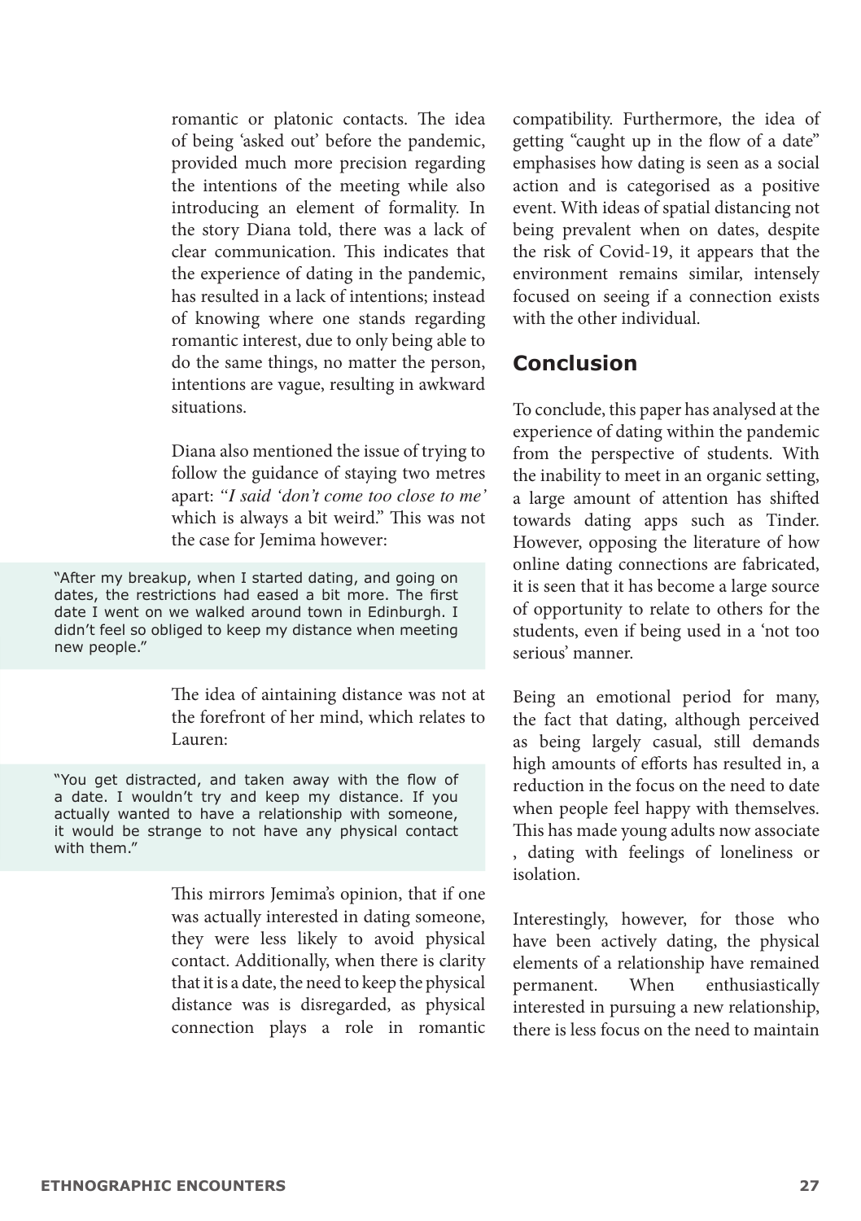romantic or platonic contacts. The idea of being 'asked out' before the pandemic, provided much more precision regarding the intentions of the meeting while also introducing an element of formality. In the story Diana told, there was a lack of clear communication. This indicates that the experience of dating in the pandemic, has resulted in a lack of intentions; instead of knowing where one stands regarding romantic interest, due to only being able to do the same things, no matter the person, intentions are vague, resulting in awkward situations.

Diana also mentioned the issue of trying to follow the guidance of staying two metres apart: *"I said 'don't come too close to me'* which is always a bit weird." This was not the case for Jemima however:

> "After my breakup, when I started dating, and going on dates, the restrictions had eased a bit more. The first date I went on we walked around town in Edinburgh. I didn't feel so obliged to keep my distance when meeting new people."

The idea of aintaining distance was not at the forefront of her mind, which relates to Lauren:

> "You get distracted, and taken away with the flow of a date. I wouldn't try and keep my distance. If you actually wanted to have a relationship with someone, it would be strange to not have any physical contact with them."

This mirrors Jemima's opinion, that if one was actually interested in dating someone, they were less likely to avoid physical contact. Additionally, when there is clarity that it is a date, the need to keep the physical distance was is disregarded, as physical connection plays a role in romantic compatibility. Furthermore, the idea of getting "caught up in the flow of a date" emphasises how dating is seen as a social action and is categorised as a positive event. With ideas of spatial distancing not being prevalent when on dates, despite the risk of Covid-19, it appears that the environment remains similar, intensely focused on seeing if a connection exists with the other individual.

## Conclusion

To conclude, this paper has analysed at the experience of dating within the pandemic from the perspective of students. With the inability to meet in an organic setting, a large amount of attention has shifted towards dating apps such as Tinder. However, opposing the literature of how online dating connections are fabricated, it is seen that it has become a large source of opportunity to relate to others for the students, even if being used in a 'not too serious' manner.

Being an emotional period for many, the fact that dating, although perceived as being largely casual, still demands high amounts of efforts has resulted in, a reduction in the focus on the need to date when people feel happy with themselves. This has made young adults now associate , dating with feelings of loneliness or isolation.

Interestingly, however, for those who have been actively dating, the physical elements of a relationship have remained permanent. When enthusiastically interested in pursuing a new relationship, there is less focus on the need to maintain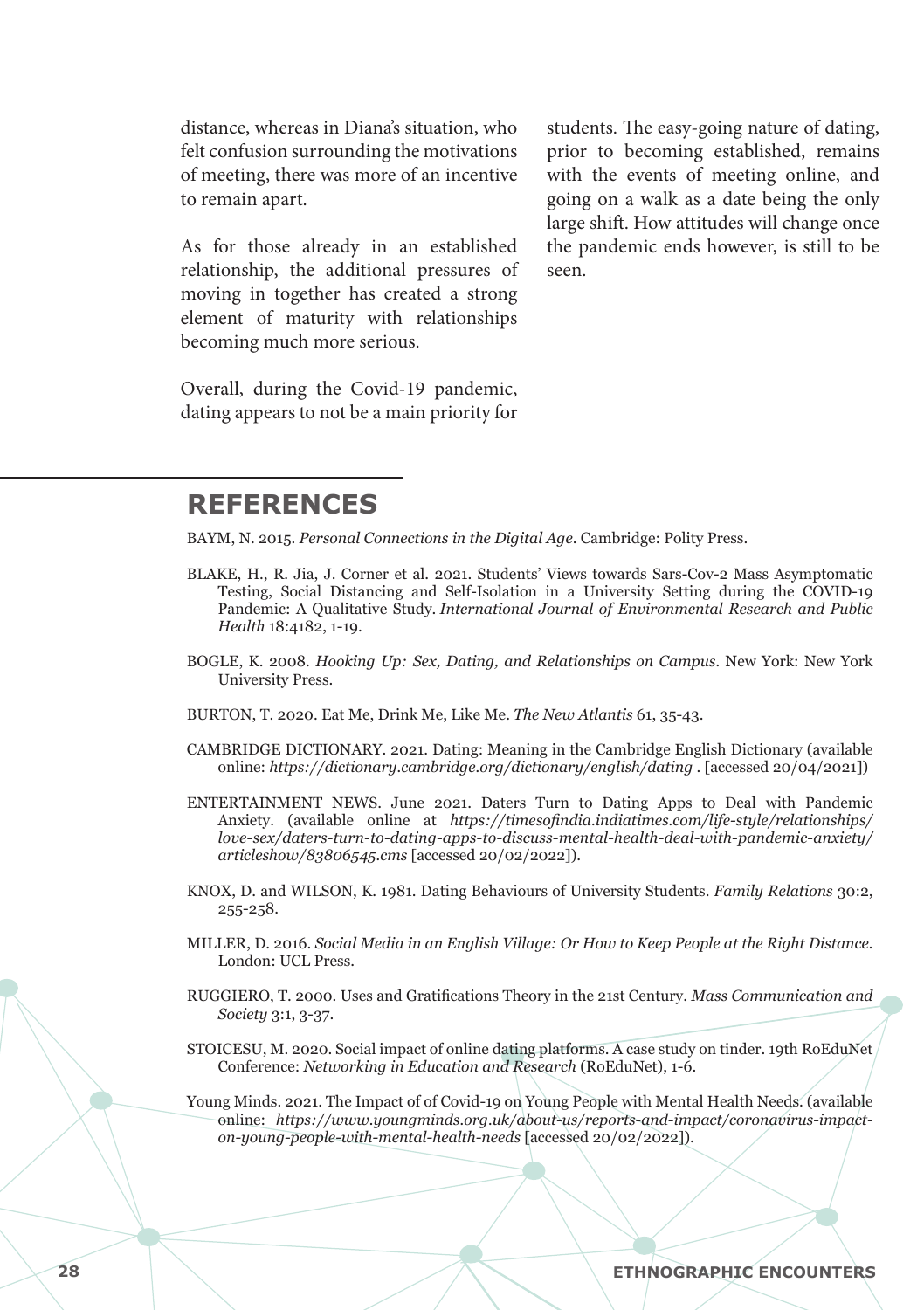distance, whereas in Diana's situation, who felt confusion surrounding the motivations of meeting, there was more of an incentive to remain apart.

As for those already in an established relationship, the additional pressures of moving in together has created a strong element of maturity with relationships becoming much more serious.

Overall, during the Covid-19 pandemic, dating appears to not be a main priority for students. The easy-going nature of dating, prior to becoming established, remains with the events of meeting online, and going on a walk as a date being the only large shift. How attitudes will change once the pandemic ends however, is still to be seen.

## REFERENCES

BAYM, N. 2015. *Personal Connections in the Digital Age*. Cambridge: Polity Press.

BLAKE, H., R. Jia, J. Corner et al. 2021. Students' Views towards Sars-Cov-2 Mass Asymptomatic Testing, Social Distancing and Self-Isolation in a University Setting during the COVID-19 Pandemic: A Qualitative Study. *International Journal of Environmental Research and Public Health* 18:4182, 1-19.

BOGLE, K. 2008. *Hooking Up: Sex, Dating, and Relationships on Campus*. New York: New York University Press.

BURTON, T. 2020. Eat Me, Drink Me, Like Me. *The New Atlantis* 61, 35-43.

CAMBRIDGE DICTIONARY. 2021. Dating: Meaning in the Cambridge English Dictionary (available online: *https://dictionary.cambridge.org/dictionary/english/dating* . [accessed 20/04/2021])

ENTERTAINMENT NEWS. June 2021. Daters Turn to Dating Apps to Deal with Pandemic Anxiety. (available online at *https://timesofindia.indiatimes.com/life-style/relationships/love-sex/daters-turn-to-dating-apps-to-discuss-mental-health-deal-with-pandemic-anxiety/articleshow/83806545.cms* [accessed 20/02/2022]).

KNOX, D. and WILSON, K. 1981. Dating Behaviours of University Students. *Family Relations* 30:2, 255-258.

MILLER, D. 2016. *Social Media in an English Village: Or How to Keep People at the Right Distance*. London: UCL Press.

RUGGIERO, T. 2000. Uses and Gratifications Theory in the 21st Century. *Mass Communication and Society* 3:1, 3-37.

STOICESU, M. 2020. Social impact of online dating platforms. A case study on tinder. 19th RoEduNet Conference: *Networking in Education and Research* (RoEduNet), 1-6.

Young Minds. 2021. The Impact of of Covid-19 on Young People with Mental Health Needs. (available online: *https://www.youngminds.org.uk/about-us/reports-and-impact/coronavirus-impact-on-young-people-with-mental-health-needs* [accessed 20/02/2022]).